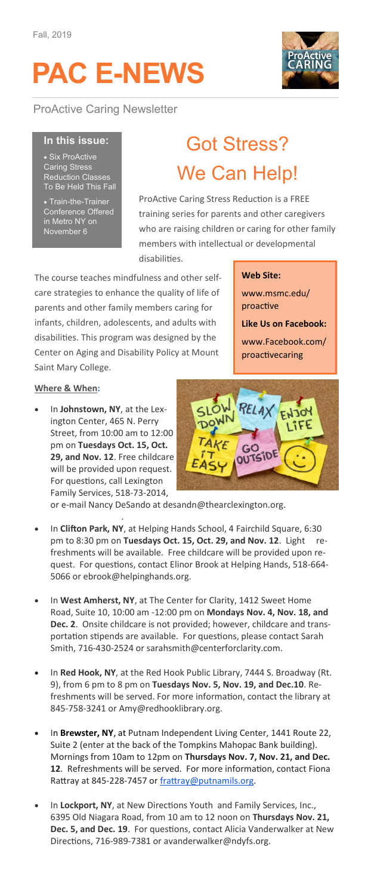Fall, 2019

# PAC E-NEWS

ProActive Caring Newsletter

**In this issue:**

- Six ProActive Caring Stress Reduction Classes To Be Held This Fall
- Train-the-Trainer Conference Offered in Metro NY on November 6

# Got Stress? We Can Help!

ProActive Caring Stress Reduction is a FREE training series for parents and other caregivers who are raising children or caring for other family members with intellectual or developmental disabilities.

The course teaches mindfulness and other self-care strategies to enhance the quality of life of parents and other family members caring for infants, children, adolescents, and adults with disabilities. This program was designed by the Center on Aging and Disability Policy at Mount Saint Mary College.

**Web Site:**

www.msmc.edu/proactive

**Like Us on Facebook:**

www.Facebook.com/proactivecaring

**Where & When:**

- In **Johnstown, NY**, at the Lexington Center, 465 N. Perry Street, from 10:00 am to 12:00 pm on **Tuesdays Oct. 15, Oct. 29, and Nov. 12**. Free childcare will be provided upon request. For questions, call Lexington Family Services, 518-73-2014, or e-mail Nancy DeSando at desandn@thearclexington.org.

- In **Clifton Park, NY**, at Helping Hands School, 4 Fairchild Square, 6:30 pm to 8:30 pm on **Tuesdays Oct. 15, Oct. 29, and Nov. 12**. Light refreshments will be available. Free childcare will be provided upon request. For questions, contact Elinor Brook at Helping Hands, 518-664-5066 or ebrook@helpinghands.org.

- In **West Amherst, NY**, at The Center for Clarity, 1412 Sweet Home Road, Suite 10, 10:00 am -12:00 pm on **Mondays Nov. 4, Nov. 18, and Dec. 2**. Onsite childcare is not provided; however, childcare and transportation stipends are available. For questions, please contact Sarah Smith, 716-430-2524 or sarahsmith@centerforclarity.com.

- In **Red Hook, NY**, at the Red Hook Public Library, 7444 S. Broadway (Rt. 9), from 6 pm to 8 pm on **Tuesdays Nov. 5, Nov. 19, and Dec.10**. Refreshments will be served. For more information, contact the library at 845-758-3241 or Amy@redhooklibrary.org.

- In **Brewster, NY**, at Putnam Independent Living Center, 1441 Route 22, Suite 2 (enter at the back of the Tompkins Mahopac Bank building). Mornings from 10am to 12pm on **Thursdays Nov. 7, Nov. 21, and Dec. 12**. Refreshments will be served. For more information, contact Fiona Rattray at 845-228-7457 or frattray@putnamils.org.

- In **Lockport, NY**, at New Directions Youth and Family Services, Inc., 6395 Old Niagara Road, from 10 am to 12 noon on **Thursdays Nov. 21, Dec. 5, and Dec. 19**. For questions, contact Alicia Vanderwalker at New Directions, 716-989-7381 or avanderwalker@ndyfs.org.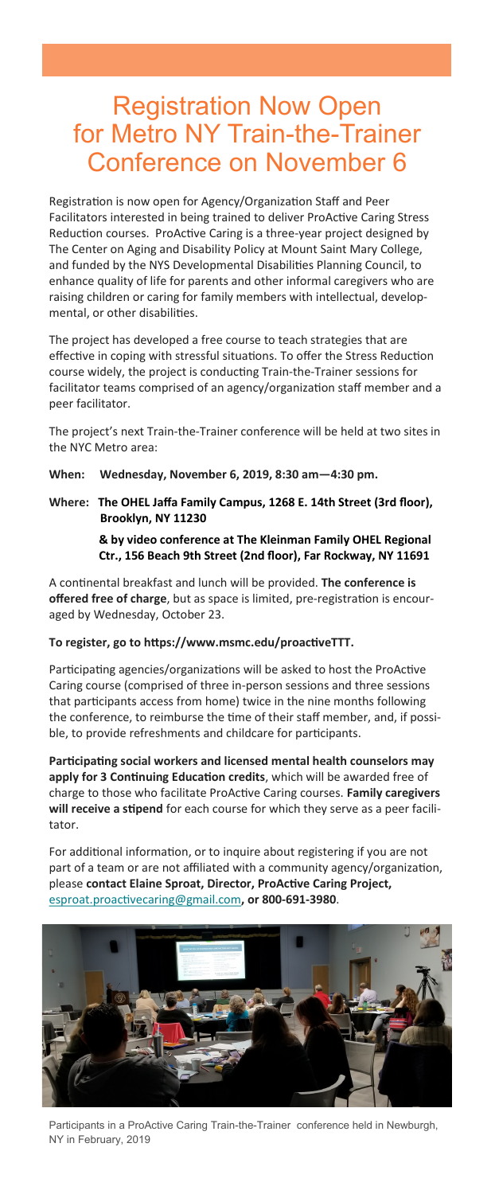# Registration Now Open for Metro NY Train-the-Trainer Conference on November 6

Registration is now open for Agency/Organization Staff and Peer Facilitators interested in being trained to deliver ProActive Caring Stress Reduction courses. ProActive Caring is a three-year project designed by The Center on Aging and Disability Policy at Mount Saint Mary College, and funded by the NYS Developmental Disabilities Planning Council, to enhance quality of life for parents and other informal caregivers who are raising children or caring for family members with intellectual, developmental, or other disabilities.

The project has developed a free course to teach strategies that are effective in coping with stressful situations. To offer the Stress Reduction course widely, the project is conducting Train-the-Trainer sessions for facilitator teams comprised of an agency/organization staff member and a peer facilitator.

The project's next Train-the-Trainer conference will be held at two sites in the NYC Metro area:

**When: Wednesday, November 6, 2019, 8:30 am—4:30 pm.**

**Where: The OHEL Jaffa Family Campus, 1268 E. 14th Street (3rd floor), Brooklyn, NY 11230**

**& by video conference at The Kleinman Family OHEL Regional Ctr., 156 Beach 9th Street (2nd floor), Far Rockway, NY 11691**

A continental breakfast and lunch will be provided. **The conference is offered free of charge**, but as space is limited, pre-registration is encouraged by Wednesday, October 23.

**To register, go to https://www.msmc.edu/proactiveTTT.**

Participating agencies/organizations will be asked to host the ProActive Caring course (comprised of three in-person sessions and three sessions that participants access from home) twice in the nine months following the conference, to reimburse the time of their staff member, and, if possible, to provide refreshments and childcare for participants.

**Participating social workers and licensed mental health counselors may apply for 3 Continuing Education credits**, which will be awarded free of charge to those who facilitate ProActive Caring courses. **Family caregivers will receive a stipend** for each course for which they serve as a peer facilitator.

For additional information, or to inquire about registering if you are not part of a team or are not affiliated with a community agency/organization, please **contact Elaine Sproat, Director, ProActive Caring Project,** esproat.proactivecaring@gmail.com**, or 800-691-3980**.

Participants in a ProActive Caring Train-the-Trainer conference held in Newburgh, NY in February, 2019